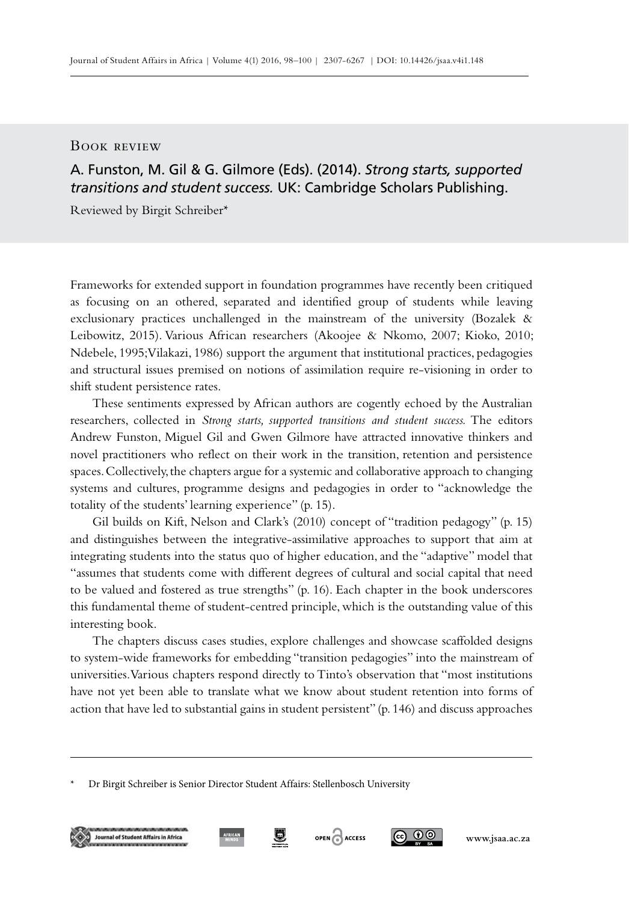Book review

## A. Funston, M. Gil & G. Gilmore (Eds). (2014). *Strong starts, supported transitions and student success.* UK: Cambridge Scholars Publishing.

Reviewed by Birgit Schreiber*

Frameworks for extended support in foundation programmes have recently been critiqued as focusing on an othered, separated and identified group of students while leaving exclusionary practices unchallenged in the mainstream of the university (Bozalek & Leibowitz, 2015). Various African researchers (Akoojee & Nkomo, 2007; Kioko, 2010; Ndebele, 1995;Vilakazi, 1986) support the argument that institutional practices, pedagogies and structural issues premised on notions of assimilation require re-visioning in order to shift student persistence rates.

These sentiments expressed by African authors are cogently echoed by the Australian researchers, collected in *Strong starts, supported transitions and student success.* The editors Andrew Funston, Miguel Gil and Gwen Gilmore have attracted innovative thinkers and novel practitioners who reflect on their work in the transition, retention and persistence spaces. Collectively, the chapters argue for a systemic and collaborative approach to changing systems and cultures, programme designs and pedagogies in order to "acknowledge the totality of the students' learning experience" (p. 15).

Gil builds on Kift, Nelson and Clark's (2010) concept of "tradition pedagogy" (p. 15) and distinguishes between the integrative-assimilative approaches to support that aim at integrating students into the status quo of higher education, and the "adaptive" model that "assumes that students come with different degrees of cultural and social capital that need to be valued and fostered as true strengths" (p. 16). Each chapter in the book underscores this fundamental theme of student-centred principle, which is the outstanding value of this interesting book.

The chapters discuss cases studies, explore challenges and showcase scaffolded designs to system-wide frameworks for embedding "transition pedagogies" into the mainstream of universities. Various chapters respond directly to Tinto's observation that "most institutions have not yet been able to translate what we know about student retention into forms of action that have led to substantial gains in student persistent" (p. 146) and discuss approaches

\* Dr Birgit Schreiber is Senior Director Student Affairs: Stellenbosch University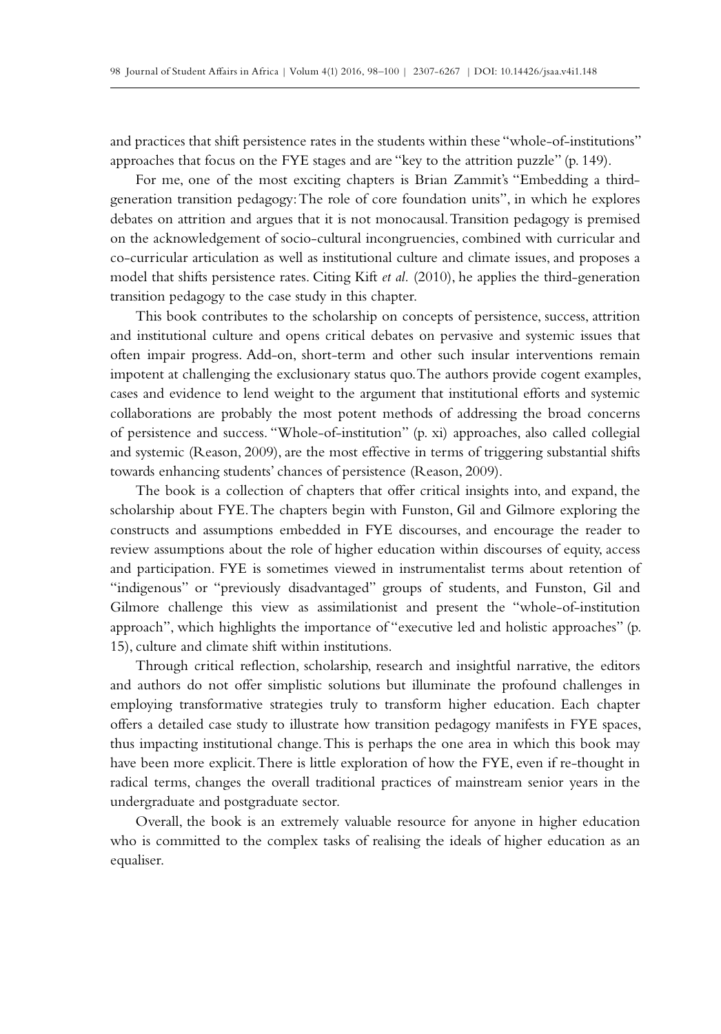and practices that shift persistence rates in the students within these "whole-of-institutions" approaches that focus on the FYE stages and are "key to the attrition puzzle" (p. 149).

For me, one of the most exciting chapters is Brian Zammit's "Embedding a third-generation transition pedagogy: The role of core foundation units", in which he explores debates on attrition and argues that it is not monocausal. Transition pedagogy is premised on the acknowledgement of socio-cultural incongruencies, combined with curricular and co-curricular articulation as well as institutional culture and climate issues, and proposes a model that shifts persistence rates. Citing Kift *et al.* (2010), he applies the third-generation transition pedagogy to the case study in this chapter.

This book contributes to the scholarship on concepts of persistence, success, attrition and institutional culture and opens critical debates on pervasive and systemic issues that often impair progress. Add-on, short-term and other such insular interventions remain impotent at challenging the exclusionary status quo. The authors provide cogent examples, cases and evidence to lend weight to the argument that institutional efforts and systemic collaborations are probably the most potent methods of addressing the broad concerns of persistence and success. "Whole-of-institution" (p. xi) approaches, also called collegial and systemic (Reason, 2009), are the most effective in terms of triggering substantial shifts towards enhancing students' chances of persistence (Reason, 2009).

The book is a collection of chapters that offer critical insights into, and expand, the scholarship about FYE. The chapters begin with Funston, Gil and Gilmore exploring the constructs and assumptions embedded in FYE discourses, and encourage the reader to review assumptions about the role of higher education within discourses of equity, access and participation. FYE is sometimes viewed in instrumentalist terms about retention of "indigenous" or "previously disadvantaged" groups of students, and Funston, Gil and Gilmore challenge this view as assimilationist and present the "whole-of-institution approach", which highlights the importance of "executive led and holistic approaches" (p. 15), culture and climate shift within institutions.

Through critical reflection, scholarship, research and insightful narrative, the editors and authors do not offer simplistic solutions but illuminate the profound challenges in employing transformative strategies truly to transform higher education. Each chapter offers a detailed case study to illustrate how transition pedagogy manifests in FYE spaces, thus impacting institutional change. This is perhaps the one area in which this book may have been more explicit. There is little exploration of how the FYE, even if re-thought in radical terms, changes the overall traditional practices of mainstream senior years in the undergraduate and postgraduate sector.

Overall, the book is an extremely valuable resource for anyone in higher education who is committed to the complex tasks of realising the ideals of higher education as an equaliser.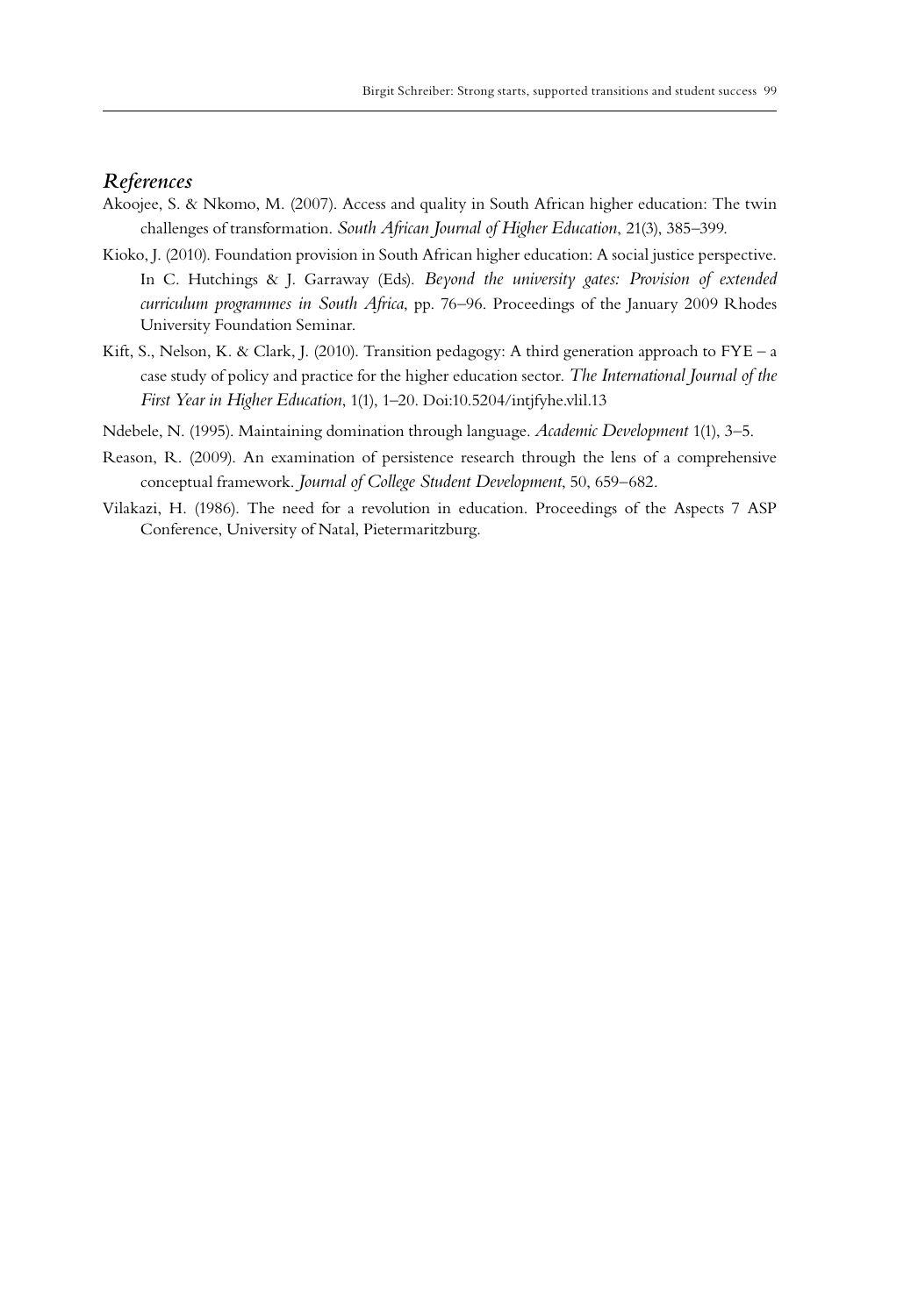## *References*

Akoojee, S. & Nkomo, M. (2007). Access and quality in South African higher education: The twin challenges of transformation. *South African Journal of Higher Education*, 21(3), 385–399.

Kioko, J. (2010). Foundation provision in South African higher education: A social justice perspective. In C. Hutchings & J. Garraway (Eds). *Beyond the university gates: Provision of extended curriculum programmes in South Africa*, pp. 76–96. Proceedings of the January 2009 Rhodes University Foundation Seminar.

Kift, S., Nelson, K. & Clark, J. (2010). Transition pedagogy: A third generation approach to FYE – a case study of policy and practice for the higher education sector. *The International Journal of the First Year in Higher Education*, 1(1), 1–20. Doi:10.5204/intjfyhe.vlil.13

Ndebele, N. (1995). Maintaining domination through language. *Academic Development* 1(1), 3–5.

Reason, R. (2009). An examination of persistence research through the lens of a comprehensive conceptual framework. *Journal of College Student Development*, 50, 659–682.

Vilakazi, H. (1986). The need for a revolution in education. Proceedings of the Aspects 7 ASP Conference, University of Natal, Pietermaritzburg.